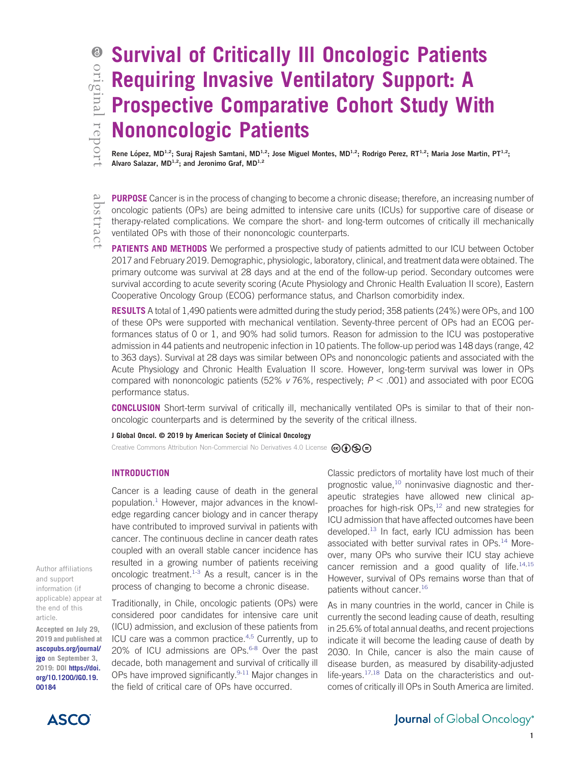# Survival of Critically Ill Oncologic Patients Requiring Invasive Ventilatory Support: A Prospective Comparative Cohort Study With Nononcologic Patients

Rene López, MD[1,2]; Suraj Rajesh Samtani, MD[1,2]; Jose Miguel Montes, MD[1,2]; Rodrigo Perez, RT[1,2]; Maria Jose Martin, PT[1,2]; Alvaro Salazar, MD[1,2]; and Jeronimo Graf, MD[1,2]

## abstract

**PURPOSE** Cancer is in the process of changing to become a chronic disease; therefore, an increasing number of oncologic patients (OPs) are being admitted to intensive care units (ICUs) for supportive care of disease or therapy-related complications. We compare the short- and long-term outcomes of critically ill mechanically ventilated OPs with those of their nononcologic counterparts.

**PATIENTS AND METHODS** We performed a prospective study of patients admitted to our ICU between October 2017 and February 2019. Demographic, physiologic, laboratory, clinical, and treatment data were obtained. The primary outcome was survival at 28 days and at the end of the follow-up period. Secondary outcomes were survival according to acute severity scoring (Acute Physiology and Chronic Health Evaluation II score), Eastern Cooperative Oncology Group (ECOG) performance status, and Charlson comorbidity index.

**RESULTS** A total of 1,490 patients were admitted during the study period; 358 patients (24%) were OPs, and 100 of these OPs were supported with mechanical ventilation. Seventy-three percent of OPs had an ECOG performances status of 0 or 1, and 90% had solid tumors. Reason for admission to the ICU was postoperative admission in 44 patients and neutropenic infection in 10 patients. The follow-up period was 148 days (range, 42 to 363 days). Survival at 28 days was similar between OPs and nononcologic patients and associated with the Acute Physiology and Chronic Health Evaluation II score. However, long-term survival was lower in OPs compared with nononcologic patients (52% *v* 76%, respectively; $P < .001$) and associated with poor ECOG performance status.

**CONCLUSION** Short-term survival of critically ill, mechanically ventilated OPs is similar to that of their nononcologic counterparts and is determined by the severity of the critical illness.

**J Global Oncol. © 2019 by American Society of Clinical Oncology**

Creative Commons Attribution Non-Commercial No Derivatives 4.0 License

Author affiliations and support information (if applicable) appear at the end of this article.

Accepted on July 29, 2019 and published at ascopubs.org/journal/jgo on September 3, 2019: DOI https://doi.org/10.1200/JGO.19.00184

## INTRODUCTION

Cancer is a leading cause of death in the general population.[1] However, major advances in the knowledge regarding cancer biology and in cancer therapy have contributed to improved survival in patients with cancer. The continuous decline in cancer death rates coupled with an overall stable cancer incidence has resulted in a growing number of patients receiving oncologic treatment.[1-3] As a result, cancer is in the process of changing to become a chronic disease.

Traditionally, in Chile, oncologic patients (OPs) were considered poor candidates for intensive care unit (ICU) admission, and exclusion of these patients from ICU care was a common practice.[4,5] Currently, up to 20% of ICU admissions are OPs.[6-8] Over the past decade, both management and survival of critically ill OPs have improved significantly.[9-11] Major changes in the field of critical care of OPs have occurred. Classic predictors of mortality have lost much of their prognostic value,[10] noninvasive diagnostic and therapeutic strategies have allowed new clinical approaches for high-risk OPs,[12] and new strategies for ICU admission that have affected outcomes have been developed.[13] In fact, early ICU admission has been associated with better survival rates in OPs.[14] Moreover, many OPs who survive their ICU stay achieve cancer remission and a good quality of life.[14,15] However, survival of OPs remains worse than that of patients without cancer.[16]

As in many countries in the world, cancer in Chile is currently the second leading cause of death, resulting in 25.6% of total annual deaths, and recent projections indicate it will become the leading cause of death by 2030. In Chile, cancer is also the main cause of disease burden, as measured by disability-adjusted life-years.[17,18] Data on the characteristics and outcomes of critically ill OPs in South America are limited.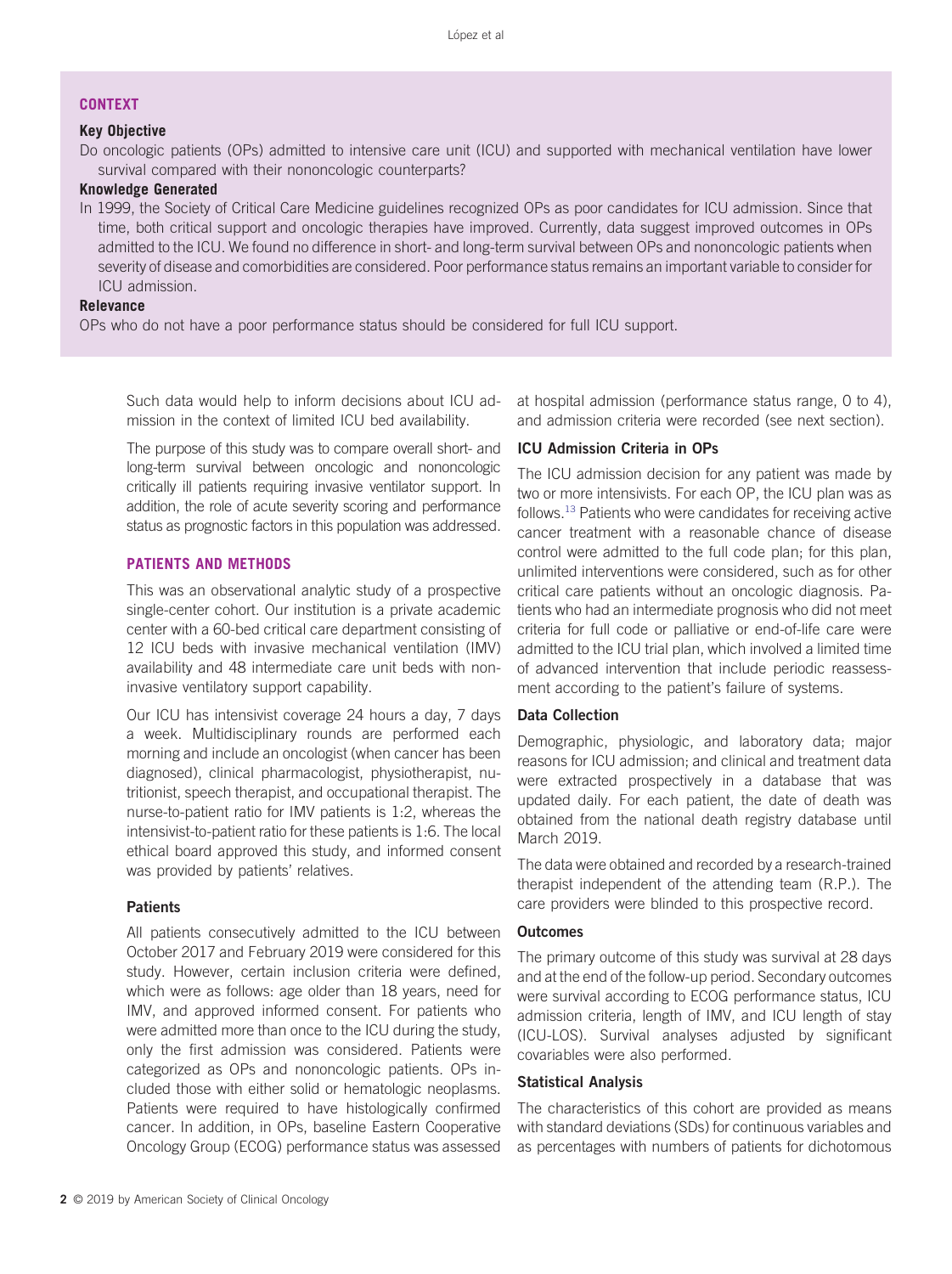## CONTEXT

**Key Objective**

Do oncologic patients (OPs) admitted to intensive care unit (ICU) and supported with mechanical ventilation have lower survival compared with their nononcologic counterparts?

**Knowledge Generated**

In 1999, the Society of Critical Care Medicine guidelines recognized OPs as poor candidates for ICU admission. Since that time, both critical support and oncologic therapies have improved. Currently, data suggest improved outcomes in OPs admitted to the ICU. We found no difference in short- and long-term survival between OPs and nononcologic patients when severity of disease and comorbidities are considered. Poor performance status remains an important variable to consider for ICU admission.

**Relevance**

OPs who do not have a poor performance status should be considered for full ICU support.

Such data would help to inform decisions about ICU admission in the context of limited ICU bed availability.

The purpose of this study was to compare overall short- and long-term survival between oncologic and nononcologic critically ill patients requiring invasive ventilator support. In addition, the role of acute severity scoring and performance status as prognostic factors in this population was addressed.

## PATIENTS AND METHODS

This was an observational analytic study of a prospective single-center cohort. Our institution is a private academic center with a 60-bed critical care department consisting of 12 ICU beds with invasive mechanical ventilation (IMV) availability and 48 intermediate care unit beds with noninvasive ventilatory support capability.

Our ICU has intensivist coverage 24 hours a day, 7 days a week. Multidisciplinary rounds are performed each morning and include an oncologist (when cancer has been diagnosed), clinical pharmacologist, physiotherapist, nutritionist, speech therapist, and occupational therapist. The nurse-to-patient ratio for IMV patients is 1:2, whereas the intensivist-to-patient ratio for these patients is 1:6. The local ethical board approved this study, and informed consent was provided by patients' relatives.

### Patients

All patients consecutively admitted to the ICU between October 2017 and February 2019 were considered for this study. However, certain inclusion criteria were defined, which were as follows: age older than 18 years, need for IMV, and approved informed consent. For patients who were admitted more than once to the ICU during the study, only the first admission was considered. Patients were categorized as OPs and nononcologic patients. OPs included those with either solid or hematologic neoplasms. Patients were required to have histologically confirmed cancer. In addition, in OPs, baseline Eastern Cooperative Oncology Group (ECOG) performance status was assessed at hospital admission (performance status range, 0 to 4), and admission criteria were recorded (see next section).

### ICU Admission Criteria in OPs

The ICU admission decision for any patient was made by two or more intensivists. For each OP, the ICU plan was as follows.[13] Patients who were candidates for receiving active cancer treatment with a reasonable chance of disease control were admitted to the full code plan; for this plan, unlimited interventions were considered, such as for other critical care patients without an oncologic diagnosis. Patients who had an intermediate prognosis who did not meet criteria for full code or palliative or end-of-life care were admitted to the ICU trial plan, which involved a limited time of advanced intervention that include periodic reassessment according to the patient's failure of systems.

### Data Collection

Demographic, physiologic, and laboratory data; major reasons for ICU admission; and clinical and treatment data were extracted prospectively in a database that was updated daily. For each patient, the date of death was obtained from the national death registry database until March 2019.

The data were obtained and recorded by a research-trained therapist independent of the attending team (R.P.). The care providers were blinded to this prospective record.

### Outcomes

The primary outcome of this study was survival at 28 days and at the end of the follow-up period. Secondary outcomes were survival according to ECOG performance status, ICU admission criteria, length of IMV, and ICU length of stay (ICU-LOS). Survival analyses adjusted by significant covariables were also performed.

### Statistical Analysis

The characteristics of this cohort are provided as means with standard deviations (SDs) for continuous variables and as percentages with numbers of patients for dichotomous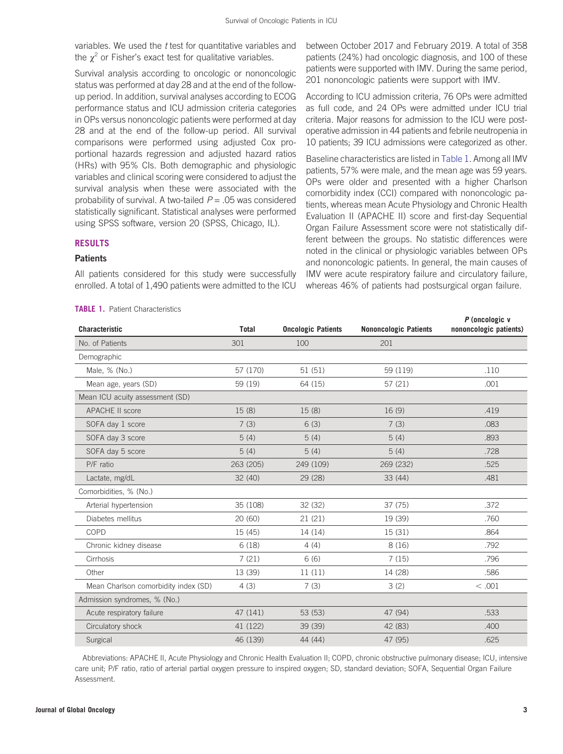variables. We used the *t* test for quantitative variables and the $\chi^2$ or Fisher's exact test for qualitative variables.

Survival analysis according to oncologic or nononcologic status was performed at day 28 and at the end of the follow-up period. In addition, survival analyses according to ECOG performance status and ICU admission criteria categories in OPs versus nononcologic patients were performed at day 28 and at the end of the follow-up period. All survival comparisons were performed using adjusted Cox proportional hazards regression and adjusted hazard ratios (HRs) with 95% CIs. Both demographic and physiologic variables and clinical scoring were considered to adjust the survival analysis when these were associated with the probability of survival. A two-tailed $P = .05$ was considered statistically significant. Statistical analyses were performed using SPSS software, version 20 (SPSS, Chicago, IL).

## RESULTS

### Patients

All patients considered for this study were successfully enrolled. A total of 1,490 patients were admitted to the ICU between October 2017 and February 2019. A total of 358 patients (24%) had oncologic diagnosis, and 100 of these patients were supported with IMV. During the same period, 201 nononcologic patients were support with IMV.

According to ICU admission criteria, 76 OPs were admitted as full code, and 24 OPs were admitted under ICU trial criteria. Major reasons for admission to the ICU were postoperative admission in 44 patients and febrile neutropenia in 10 patients; 39 ICU admissions were categorized as other.

Baseline characteristics are listed in Table 1. Among all IMV patients, 57% were male, and the mean age was 59 years. OPs were older and presented with a higher Charlson comorbidity index (CCI) compared with nononcologic patients, whereas mean Acute Physiology and Chronic Health Evaluation II (APACHE II) score and first-day Sequential Organ Failure Assessment score were not statistically different between the groups. No statistic differences were noted in the clinical or physiologic variables between OPs and nononcologic patients. In general, the main causes of IMV were acute respiratory failure and circulatory failure, whereas 46% of patients had postsurgical organ failure.

**TABLE 1.** Patient Characteristics

| Characteristic | Total | Oncologic Patients | Nononcologic Patients | *P* (oncologic v nononcologic patients) |
|---|---|---|---|---|
| No. of Patients | 301 | 100 | 201 | |
| Demographic | | | | |
| Male, % (No.) | 57 (170) | 51 (51) | 59 (119) | .110 |
| Mean age, years (SD) | 59 (19) | 64 (15) | 57 (21) | .001 |
| Mean ICU acuity assessment (SD) | | | | |
| APACHE II score | 15 (8) | 15 (8) | 16 (9) | .419 |
| SOFA day 1 score | 7 (3) | 6 (3) | 7 (3) | .083 |
| SOFA day 3 score | 5 (4) | 5 (4) | 5 (4) | .893 |
| SOFA day 5 score | 5 (4) | 5 (4) | 5 (4) | .728 |
| P/F ratio | 263 (205) | 249 (109) | 269 (232) | .525 |
| Lactate, mg/dL | 32 (40) | 29 (28) | 33 (44) | .481 |
| Comorbidities, % (No.) | | | | |
| Arterial hypertension | 35 (108) | 32 (32) | 37 (75) | .372 |
| Diabetes mellitus | 20 (60) | 21 (21) | 19 (39) | .760 |
| COPD | 15 (45) | 14 (14) | 15 (31) | .864 |
| Chronic kidney disease | 6 (18) | 4 (4) | 8 (16) | .792 |
| Cirrhosis | 7 (21) | 6 (6) | 7 (15) | .796 |
| Other | 13 (39) | 11 (11) | 14 (28) | .586 |
| Mean Charlson comorbidity index (SD) | 4 (3) | 7 (3) | 3 (2) | < .001 |
| Admission syndromes, % (No.) | | | | |
| Acute respiratory failure | 47 (141) | 53 (53) | 47 (94) | .533 |
| Circulatory shock | 41 (122) | 39 (39) | 42 (83) | .400 |
| Surgical | 46 (139) | 44 (44) | 47 (95) | .625 |

Abbreviations: APACHE II, Acute Physiology and Chronic Health Evaluation II; COPD, chronic obstructive pulmonary disease; ICU, intensive care unit; P/F ratio, ratio of arterial partial oxygen pressure to inspired oxygen; SD, standard deviation; SOFA, Sequential Organ Failure Assessment.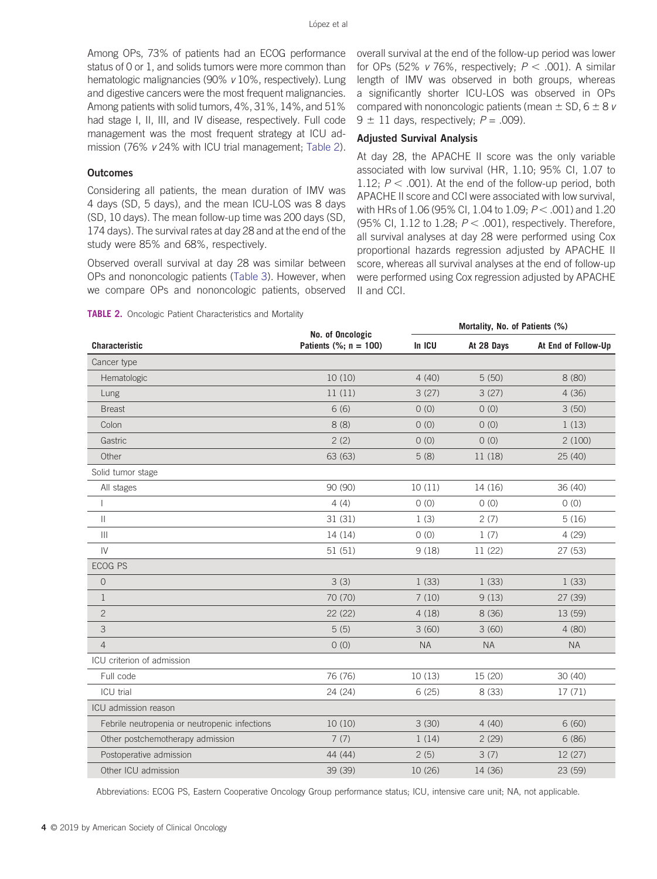Among OPs, 73% of patients had an ECOG performance status of 0 or 1, and solids tumors were more common than hematologic malignancies (90% *v* 10%, respectively). Lung and digestive cancers were the most frequent malignancies. Among patients with solid tumors, 4%, 31%, 14%, and 51% had stage I, II, III, and IV disease, respectively. Full code management was the most frequent strategy at ICU admission (76% *v* 24% with ICU trial management; Table 2).

### Outcomes

Considering all patients, the mean duration of IMV was 4 days (SD, 5 days), and the mean ICU-LOS was 8 days (SD, 10 days). The mean follow-up time was 200 days (SD, 174 days). The survival rates at day 28 and at the end of the study were 85% and 68%, respectively.

Observed overall survival at day 28 was similar between OPs and nononcologic patients (Table 3). However, when we compare OPs and nononcologic patients, observed overall survival at the end of the follow-up period was lower for OPs (52% *v* 76%, respectively; $P < .001$). A similar length of IMV was observed in both groups, whereas a significantly shorter ICU-LOS was observed in OPs compared with nononcologic patients (mean ± SD, 6 ± 8 *v* 9 ± 11 days, respectively; $P = .009$).

### Adjusted Survival Analysis

At day 28, the APACHE II score was the only variable associated with low survival (HR, 1.10; 95% CI, 1.07 to 1.12; $P < .001$). At the end of the follow-up period, both APACHE II score and CCI were associated with low survival, with HRs of 1.06 (95% CI, 1.04 to 1.09; $P < .001$) and 1.20 (95% CI, 1.12 to 1.28; $P < .001$), respectively. Therefore, all survival analyses at day 28 were performed using Cox proportional hazards regression adjusted by APACHE II score, whereas all survival analyses at the end of follow-up were performed using Cox regression adjusted by APACHE II and CCI.

**TABLE 2.** Oncologic Patient Characteristics and Mortality

| Characteristic | No. of Oncologic Patients (%; n = 100) | Mortality, No. of Patients (%) | | |
|---|---|---|---|---|
| | | In ICU | At 28 Days | At End of Follow-Up |
| Cancer type | | | | |
| Hematologic | 10 (10) | 4 (40) | 5 (50) | 8 (80) |
| Lung | 11 (11) | 3 (27) | 3 (27) | 4 (36) |
| Breast | 6 (6) | 0 (0) | 0 (0) | 3 (50) |
| Colon | 8 (8) | 0 (0) | 0 (0) | 1 (13) |
| Gastric | 2 (2) | 0 (0) | 0 (0) | 2 (100) |
| Other | 63 (63) | 5 (8) | 11 (18) | 25 (40) |
| Solid tumor stage | | | | |
| All stages | 90 (90) | 10 (11) | 14 (16) | 36 (40) |
| I | 4 (4) | 0 (0) | 0 (0) | 0 (0) |
| II | 31 (31) | 1 (3) | 2 (7) | 5 (16) |
| III | 14 (14) | 0 (0) | 1 (7) | 4 (29) |
| IV | 51 (51) | 9 (18) | 11 (22) | 27 (53) |
| ECOG PS | | | | |
| 0 | 3 (3) | 1 (33) | 1 (33) | 1 (33) |
| 1 | 70 (70) | 7 (10) | 9 (13) | 27 (39) |
| 2 | 22 (22) | 4 (18) | 8 (36) | 13 (59) |
| 3 | 5 (5) | 3 (60) | 3 (60) | 4 (80) |
| 4 | 0 (0) | NA | NA | NA |
| ICU criterion of admission | | | | |
| Full code | 76 (76) | 10 (13) | 15 (20) | 30 (40) |
| ICU trial | 24 (24) | 6 (25) | 8 (33) | 17 (71) |
| ICU admission reason | | | | |
| Febrile neutropenia or neutropenic infections | 10 (10) | 3 (30) | 4 (40) | 6 (60) |
| Other postchemotherapy admission | 7 (7) | 1 (14) | 2 (29) | 6 (86) |
| Postoperative admission | 44 (44) | 2 (5) | 3 (7) | 12 (27) |
| Other ICU admission | 39 (39) | 10 (26) | 14 (36) | 23 (59) |

Abbreviations: ECOG PS, Eastern Cooperative Oncology Group performance status; ICU, intensive care unit; NA, not applicable.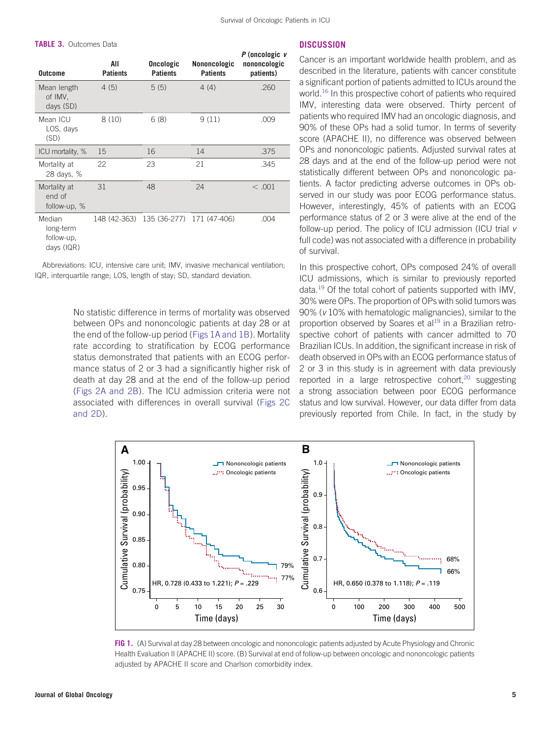**TABLE 3.** Outcomes Data

| Outcome | All Patients | Oncologic Patients | Nononcologic Patients | *P* (oncologic *v* nononcologic patients) |
| --- | --- | --- | --- | --- |
| Mean length of IMV, days (SD) | 4 (5) | 5 (5) | 4 (4) | .260 |
| Mean ICU LOS, days (SD) | 8 (10) | 6 (8) | 9 (11) | .009 |
| ICU mortality, % | 15 | 16 | 14 | .375 |
| Mortality at 28 days, % | 22 | 23 | 21 | .345 |
| Mortality at end of follow-up, % | 31 | 48 | 24 | < .001 |
| Median long-term follow-up, days (IQR) | 148 (42-363) | 135 (36-277) | 171 (47-406) | .004 |

Abbreviations: ICU, intensive care unit; IMV, invasive mechanical ventilation; IQR, interquartile range; LOS, length of stay; SD, standard deviation.

No statistic difference in terms of mortality was observed between OPs and nononcologic patients at day 28 or at the end of the follow-up period (Figs 1A and 1B). Mortality rate according to stratification by ECOG performance status demonstrated that patients with an ECOG performance status of 2 or 3 had a significantly higher risk of death at day 28 and at the end of the follow-up period (Figs 2A and 2B). The ICU admission criteria were not associated with differences in overall survival (Figs 2C and 2D).

## DISCUSSION

Cancer is an important worldwide health problem, and as described in the literature, patients with cancer constitute a significant portion of patients admitted to ICUs around the world.[16] In this prospective cohort of patients who required IMV, interesting data were observed. Thirty percent of patients who required IMV had an oncologic diagnosis, and 90% of these OPs had a solid tumor. In terms of severity score (APACHE II), no difference was observed between OPs and nononcologic patients. Adjusted survival rates at 28 days and at the end of the follow-up period were not statistically different between OPs and nononcologic patients. A factor predicting adverse outcomes in OPs observed in our study was poor ECOG performance status. However, interestingly, 45% of patients with an ECOG performance status of 2 or 3 were alive at the end of the follow-up period. The policy of ICU admission (ICU trial *v* full code) was not associated with a difference in probability of survival.

In this prospective cohort, OPs composed 24% of overall ICU admissions, which is similar to previously reported data.[19] Of the total cohort of patients supported with IMV, 30% were OPs. The proportion of OPs with solid tumors was 90% (*v* 10% with hematologic malignancies), similar to the proportion observed by Soares et al[19] in a Brazilian retrospective cohort of patients with cancer admitted to 70 Brazilian ICUs. In addition, the significant increase in risk of death observed in OPs with an ECOG performance status of 2 or 3 in this study is in agreement with data previously reported in a large retrospective cohort,[20] suggesting a strong association between poor ECOG performance status and low survival. However, our data differ from data previously reported from Chile. In fact, in the study by

A
Nononcologic patients
Oncologic patients
Cumulative Survival (probability)
1.00
0.95
0.90
0.85
0.80
0.75
79%
77%
HR, 0.728 (0.433 to 1.221); *P* = .229
0 5 10 15 20 25 30
Time (days)

B
Nononcologic patients
Oncologic patients
Cumulative Survival (probability)
1.0
0.9
0.8
0.7
0.6
68%
66%
HR, 0.650 (0.378 to 1.118); *P* = .119
0 100 200 300 400 500
Time (days)

**FIG 1.** (A) Survival at day 28 between oncologic and nononcologic patients adjusted by Acute Physiology and Chronic Health Evaluation II (APACHE II) score. (B) Survival at end of follow-up between oncologic and nononcologic patients adjusted by APACHE II score and Charlson comorbidity index.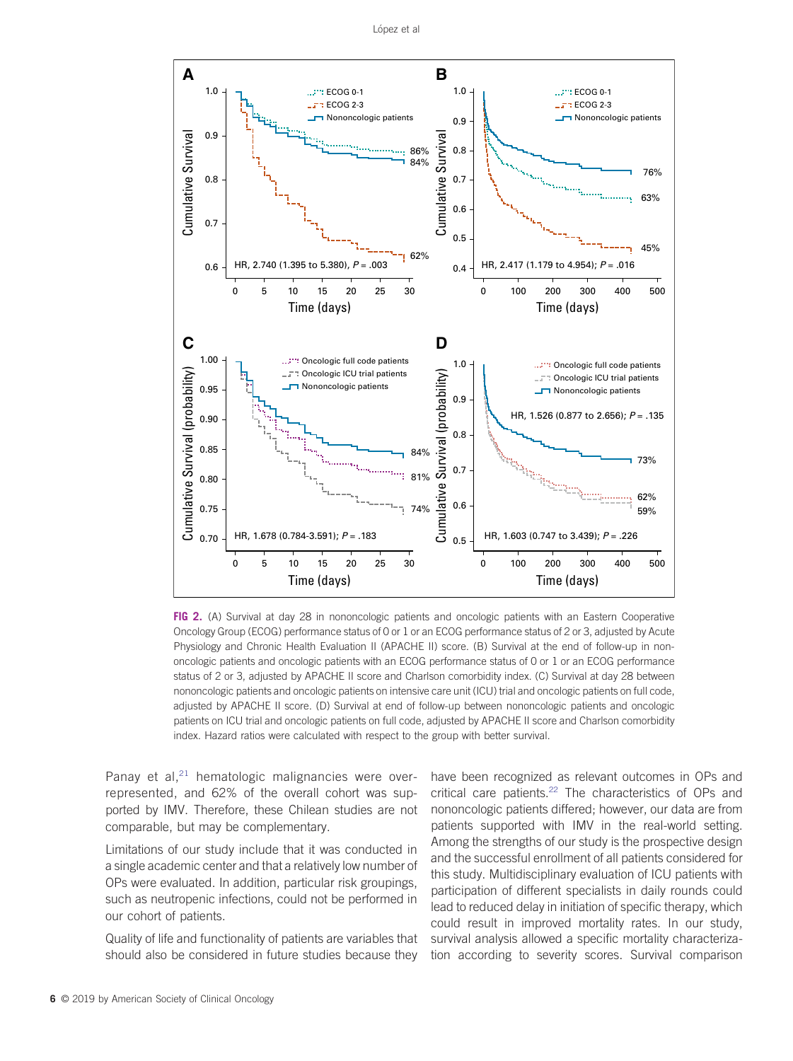A

1.0
0.9
0.8
0.7
0.6

Cumulative Survival

ECOG 0-1
ECOG 2-3
Nononcologic patients

86%
84%
62%

HR, 2.740 (1.395 to 5.380), *P* = .003

0 5 10 15 20 25 30

Time (days)

B

1.0
0.9
0.8
0.7
0.6
0.5
0.4

Cumulative Survival

ECOG 0-1
ECOG 2-3
Nononcologic patients

76%
63%
45%

HR, 2.417 (1.179 to 4.954); *P* = .016

0 100 200 300 400 500

Time (days)

C

1.00
0.95
0.90
0.85
0.80
0.75
0.70

Cumulative Survival (probability)

Oncologic full code patients
Oncologic ICU trial patients
Nononcologic patients

84%
81%
74%

HR, 1.678 (0.784-3.591); *P* = .183

0 5 10 15 20 25 30

Time (days)

D

1.0
0.9
0.8
0.7
0.6
0.5

Cumulative Survival (probability)

Oncologic full code patients
Oncologic ICU trial patients
Nononcologic patients

HR, 1.526 (0.877 to 2.656); *P* = .135

73%
62%
59%

HR, 1.603 (0.747 to 3.439); *P* = .226

0 100 200 300 400 500

Time (days)

**FIG 2.** (A) Survival at day 28 in nononcologic patients and oncologic patients with an Eastern Cooperative Oncology Group (ECOG) performance status of 0 or 1 or an ECOG performance status of 2 or 3, adjusted by Acute Physiology and Chronic Health Evaluation II (APACHE II) score. (B) Survival at the end of follow-up in nononcologic patients and oncologic patients with an ECOG performance status of 0 or 1 or an ECOG performance status of 2 or 3, adjusted by APACHE II score and Charlson comorbidity index. (C) Survival at day 28 between nononcologic patients and oncologic patients on intensive care unit (ICU) trial and oncologic patients on full code, adjusted by APACHE II score. (D) Survival at end of follow-up between nononcologic patients and oncologic patients on ICU trial and oncologic patients on full code, adjusted by APACHE II score and Charlson comorbidity index. Hazard ratios were calculated with respect to the group with better survival.

Panay et al,[21] hematologic malignancies were overrepresented, and 62% of the overall cohort was supported by IMV. Therefore, these Chilean studies are not comparable, but may be complementary.

Limitations of our study include that it was conducted in a single academic center and that a relatively low number of OPs were evaluated. In addition, particular risk groupings, such as neutropenic infections, could not be performed in our cohort of patients.

Quality of life and functionality of patients are variables that should also be considered in future studies because they have been recognized as relevant outcomes in OPs and critical care patients.[22] The characteristics of OPs and nononcologic patients differed; however, our data are from patients supported with IMV in the real-world setting. Among the strengths of our study is the prospective design and the successful enrollment of all patients considered for this study. Multidisciplinary evaluation of ICU patients with participation of different specialists in daily rounds could lead to reduced delay in initiation of specific therapy, which could result in improved mortality rates. In our study, survival analysis allowed a specific mortality characterization according to severity scores. Survival comparison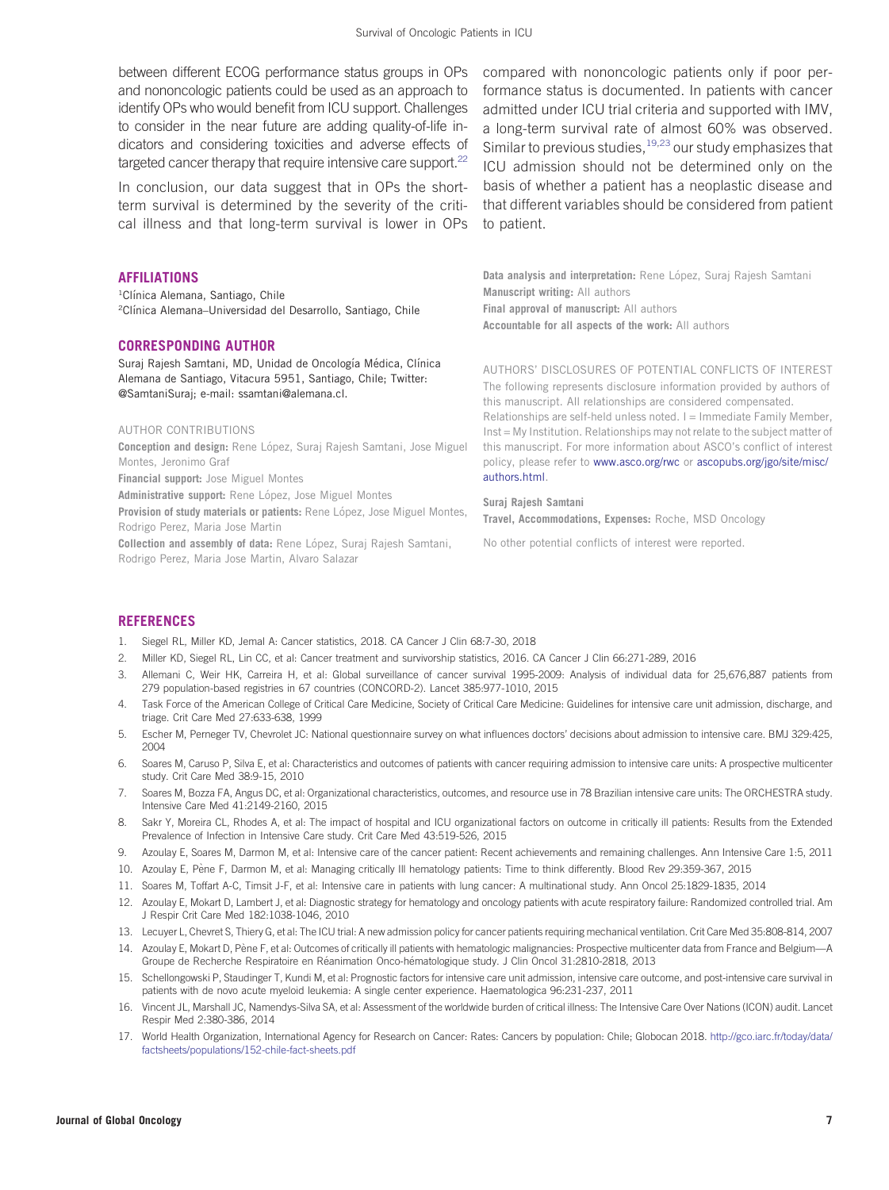between different ECOG performance status groups in OPs and nononcologic patients could be used as an approach to identify OPs who would benefit from ICU support. Challenges to consider in the near future are adding quality-of-life indicators and considering toxicities and adverse effects of targeted cancer therapy that require intensive care support.[22]

In conclusion, our data suggest that in OPs the short-term survival is determined by the severity of the critical illness and that long-term survival is lower in OPs compared with nononcologic patients only if poor performance status is documented. In patients with cancer admitted under ICU trial criteria and supported with IMV, a long-term survival rate of almost 60% was observed. Similar to previous studies,[19,23] our study emphasizes that ICU admission should not be determined only on the basis of whether a patient has a neoplastic disease and that different variables should be considered from patient to patient.

## AFFILIATIONS

[1]Clínica Alemana, Santiago, Chile
[2]Clínica Alemana–Universidad del Desarrollo, Santiago, Chile

## CORRESPONDING AUTHOR

Suraj Rajesh Samtani, MD, Unidad de Oncología Médica, Clínica Alemana de Santiago, Vitacura 5951, Santiago, Chile; Twitter: @SamtaniSuraj; e-mail: ssamtani@alemana.cl.

## AUTHOR CONTRIBUTIONS

**Conception and design:** Rene López, Suraj Rajesh Samtani, Jose Miguel Montes, Jeronimo Graf
**Financial support:** Jose Miguel Montes
**Administrative support:** Rene López, Jose Miguel Montes
**Provision of study materials or patients:** Rene López, Jose Miguel Montes, Rodrigo Perez, Maria Jose Martin
**Collection and assembly of data:** Rene López, Suraj Rajesh Samtani, Rodrigo Perez, Maria Jose Martin, Alvaro Salazar
**Data analysis and interpretation:** Rene López, Suraj Rajesh Samtani
**Manuscript writing:** All authors
**Final approval of manuscript:** All authors
**Accountable for all aspects of the work:** All authors

## AUTHORS' DISCLOSURES OF POTENTIAL CONFLICTS OF INTEREST

The following represents disclosure information provided by authors of this manuscript. All relationships are considered compensated. Relationships are self-held unless noted. I = Immediate Family Member, Inst = My Institution. Relationships may not relate to the subject matter of this manuscript. For more information about ASCO's conflict of interest policy, please refer to www.asco.org/rwc or ascopubs.org/jgo/site/misc/authors.html.

**Suraj Rajesh Samtani**
**Travel, Accommodations, Expenses:** Roche, MSD Oncology

No other potential conflicts of interest were reported.

## REFERENCES

1. Siegel RL, Miller KD, Jemal A: Cancer statistics, 2018. CA Cancer J Clin 68:7-30, 2018
2. Miller KD, Siegel RL, Lin CC, et al: Cancer treatment and survivorship statistics, 2016. CA Cancer J Clin 66:271-289, 2016
3. Allemani C, Weir HK, Carreira H, et al: Global surveillance of cancer survival 1995-2009: Analysis of individual data for 25,676,887 patients from 279 population-based registries in 67 countries (CONCORD-2). Lancet 385:977-1010, 2015
4. Task Force of the American College of Critical Care Medicine, Society of Critical Care Medicine: Guidelines for intensive care unit admission, discharge, and triage. Crit Care Med 27:633-638, 1999
5. Escher M, Perneger TV, Chevrolet JC: National questionnaire survey on what influences doctors' decisions about admission to intensive care. BMJ 329:425, 2004
6. Soares M, Caruso P, Silva E, et al: Characteristics and outcomes of patients with cancer requiring admission to intensive care units: A prospective multicenter study. Crit Care Med 38:9-15, 2010
7. Soares M, Bozza FA, Angus DC, et al: Organizational characteristics, outcomes, and resource use in 78 Brazilian intensive care units: The ORCHESTRA study. Intensive Care Med 41:2149-2160, 2015
8. Sakr Y, Moreira CL, Rhodes A, et al: The impact of hospital and ICU organizational factors on outcome in critically ill patients: Results from the Extended Prevalence of Infection in Intensive Care study. Crit Care Med 43:519-526, 2015
9. Azoulay E, Soares M, Darmon M, et al: Intensive care of the cancer patient: Recent achievements and remaining challenges. Ann Intensive Care 1:5, 2011
10. Azoulay E, Pène F, Darmon M, et al: Managing critically Ill hematology patients: Time to think differently. Blood Rev 29:359-367, 2015
11. Soares M, Toffart A-C, Timsit J-F, et al: Intensive care in patients with lung cancer: A multinational study. Ann Oncol 25:1829-1835, 2014
12. Azoulay E, Mokart D, Lambert J, et al: Diagnostic strategy for hematology and oncology patients with acute respiratory failure: Randomized controlled trial. Am J Respir Crit Care Med 182:1038-1046, 2010
13. Lecuyer L, Chevret S, Thiery G, et al: The ICU trial: A new admission policy for cancer patients requiring mechanical ventilation. Crit Care Med 35:808-814, 2007
14. Azoulay E, Mokart D, Pène F, et al: Outcomes of critically ill patients with hematologic malignancies: Prospective multicenter data from France and Belgium—A Groupe de Recherche Respiratoire en Réanimation Onco-hématologique study. J Clin Oncol 31:2810-2818, 2013
15. Schellongowski P, Staudinger T, Kundi M, et al: Prognostic factors for intensive care unit admission, intensive care outcome, and post-intensive care survival in patients with de novo acute myeloid leukemia: A single center experience. Haematologica 96:231-237, 2011
16. Vincent JL, Marshall JC, Namendys-Silva SA, et al: Assessment of the worldwide burden of critical illness: The Intensive Care Over Nations (ICON) audit. Lancet Respir Med 2:380-386, 2014
17. World Health Organization, International Agency for Research on Cancer: Rates: Cancers by population: Chile; Globocan 2018. http://gco.iarc.fr/today/data/factsheets/populations/152-chile-fact-sheets.pdf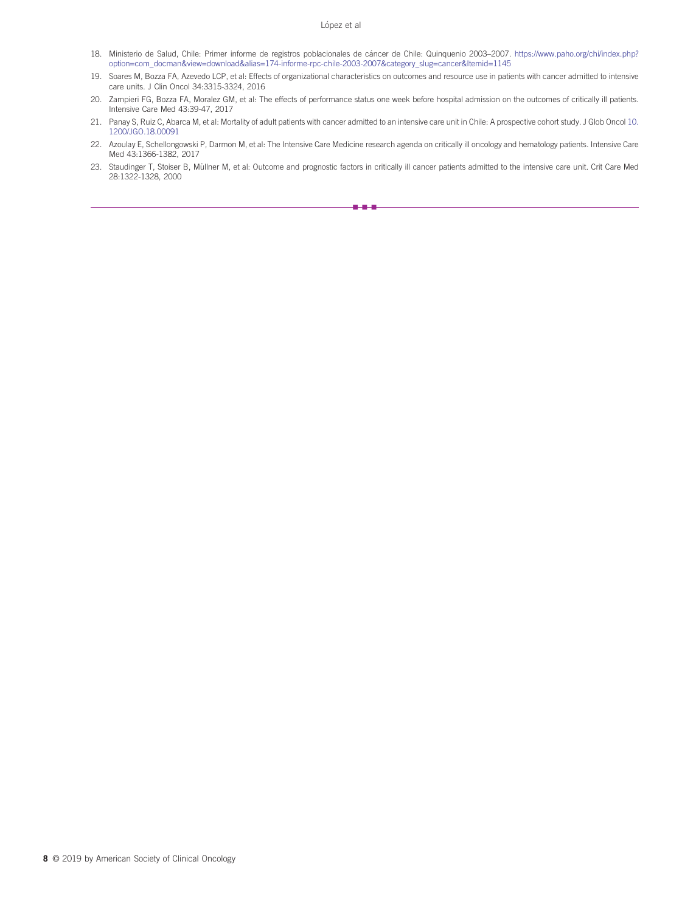18. Ministerio de Salud, Chile: Primer informe de registros poblacionales de cáncer de Chile: Quinquenio 2003–2007. https://www.paho.org/chi/index.php?option=com_docman&view=download&alias=174-informe-rpc-chile-2003-2007&category_slug=cancer&Itemid=1145
19. Soares M, Bozza FA, Azevedo LCP, et al: Effects of organizational characteristics on outcomes and resource use in patients with cancer admitted to intensive care units. J Clin Oncol 34:3315-3324, 2016
20. Zampieri FG, Bozza FA, Moralez GM, et al: The effects of performance status one week before hospital admission on the outcomes of critically ill patients. Intensive Care Med 43:39-47, 2017
21. Panay S, Ruiz C, Abarca M, et al: Mortality of adult patients with cancer admitted to an intensive care unit in Chile: A prospective cohort study. J Glob Oncol 10.1200/JGO.18.00091
22. Azoulay E, Schellongowski P, Darmon M, et al: The Intensive Care Medicine research agenda on critically ill oncology and hematology patients. Intensive Care Med 43:1366-1382, 2017
23. Staudinger T, Stoiser B, Müllner M, et al: Outcome and prognostic factors in critically ill cancer patients admitted to the intensive care unit. Crit Care Med 28:1322-1328, 2000